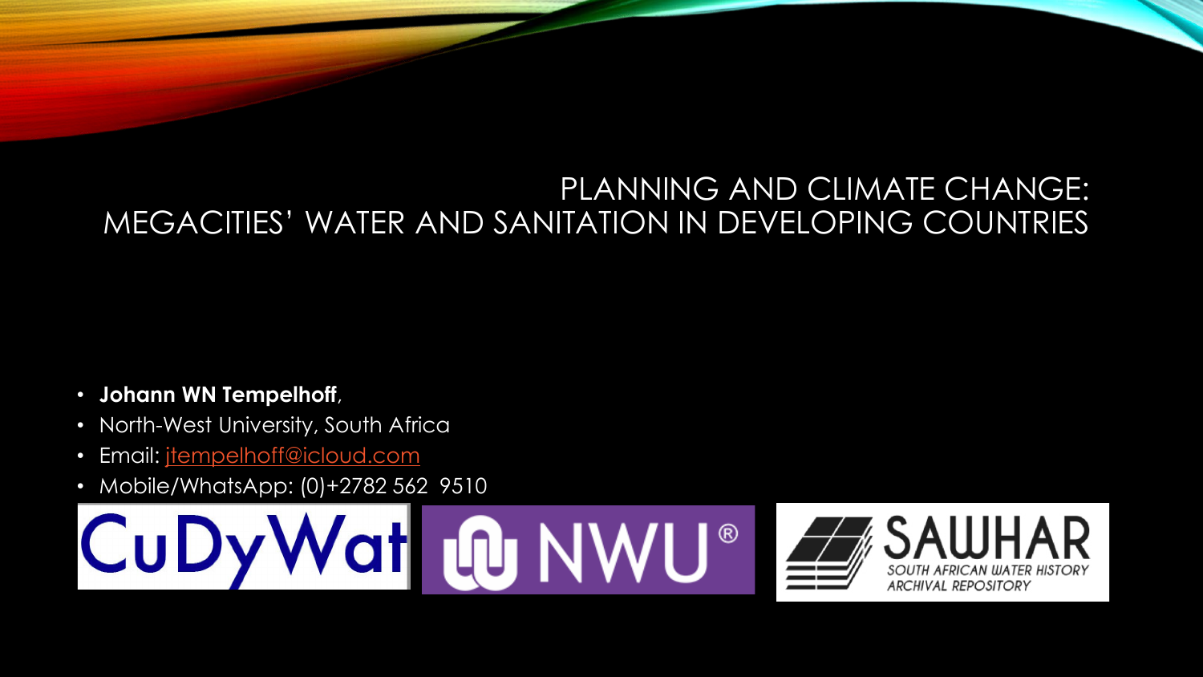# PLANNING AND CLIMATE CHANGE: MEGACITIES' WATER AND SANITATION IN DEVELOPING COUNTRIES

- **Johann WN Tempelhoff**,
- North-West University, South Africa
- Email: jtempelhoff@icloud.com
- Mobile/WhatsApp: (0)+2782 562 9510

CuDyWat NWU® SAWHAR SOUTH AFRICAN WATER HISTORY ARCHIVAL REPOSITORY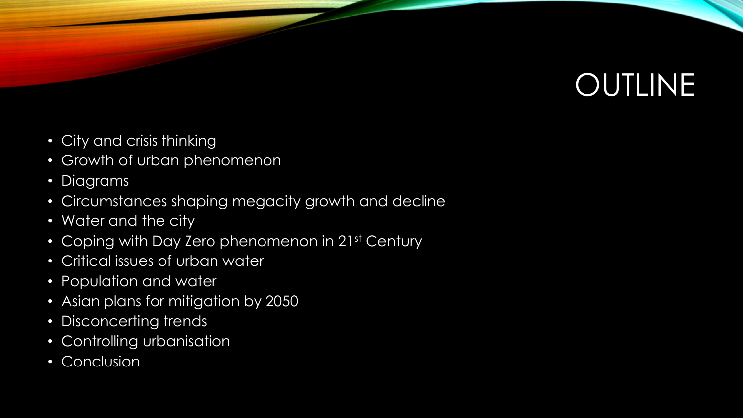# OUTLINE

- City and crisis thinking
- Growth of urban phenomenon
- Diagrams
- Circumstances shaping megacity growth and decline
- Water and the city
- Coping with Day Zero phenomenon in 21st Century
- Critical issues of urban water
- Population and water
- Asian plans for mitigation by 2050
- Disconcerting trends
- Controlling urbanisation
- Conclusion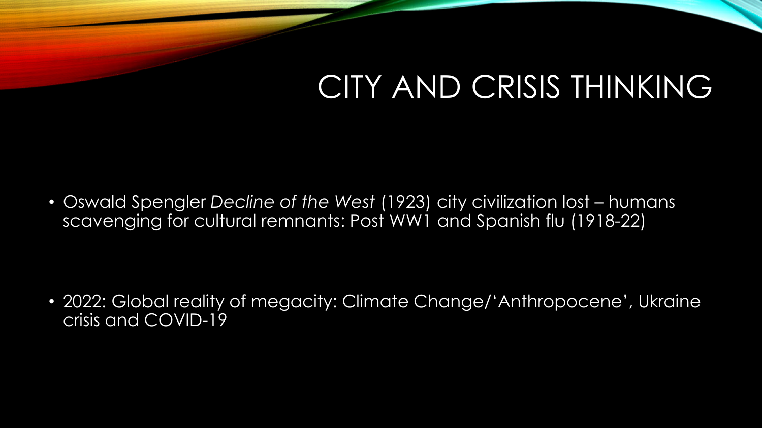# CITY AND CRISIS THINKING

- Oswald Spengler *Decline of the West* (1923) city civilization lost – humans scavenging for cultural remnants: Post WW1 and Spanish flu (1918-22)

- 2022: Global reality of megacity: Climate Change/'Anthropocene', Ukraine crisis and COVID-19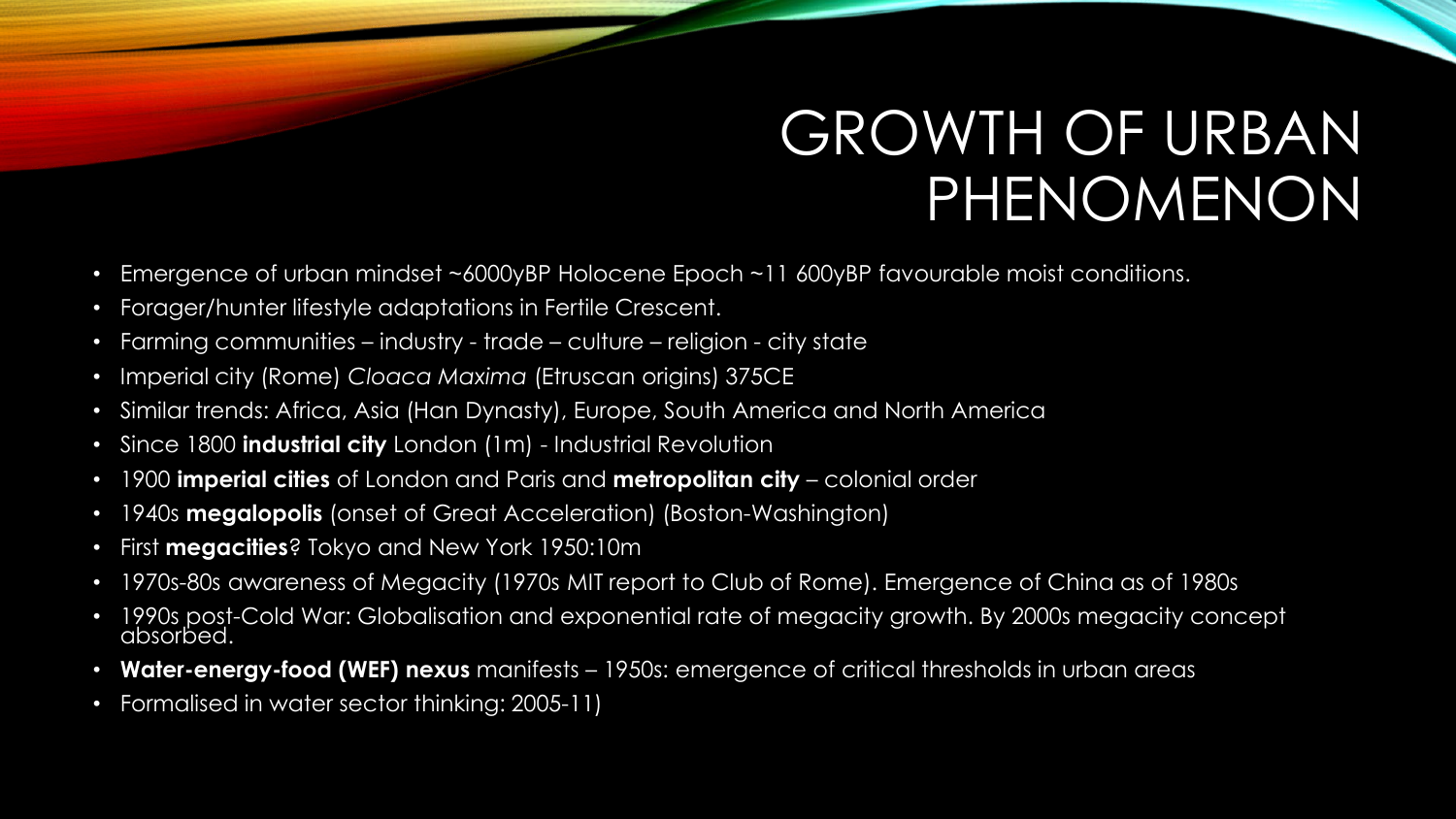# GROWTH OF URBAN PHENOMENON

- Emergence of urban mindset ~6000yBP Holocene Epoch ~11 600yBP favourable moist conditions.
- Forager/hunter lifestyle adaptations in Fertile Crescent.
- Farming communities – industry - trade – culture – religion - city state
- Imperial city (Rome) *Cloaca Maxima* (Etruscan origins) 375CE
- Similar trends: Africa, Asia (Han Dynasty), Europe, South America and North America
- Since 1800 **industrial city** London (1m) - Industrial Revolution
- 1900 **imperial cities** of London and Paris and **metropolitan city** – colonial order
- 1940s **megalopolis** (onset of Great Acceleration) (Boston-Washington)
- First **megacities**? Tokyo and New York 1950:10m
- 1970s-80s awareness of Megacity (1970s MIT report to Club of Rome). Emergence of China as of 1980s
- 1990s post-Cold War: Globalisation and exponential rate of megacity growth. By 2000s megacity concept absorbed.
- **Water-energy-food (WEF) nexus** manifests – 1950s: emergence of critical thresholds in urban areas
- Formalised in water sector thinking: 2005-11)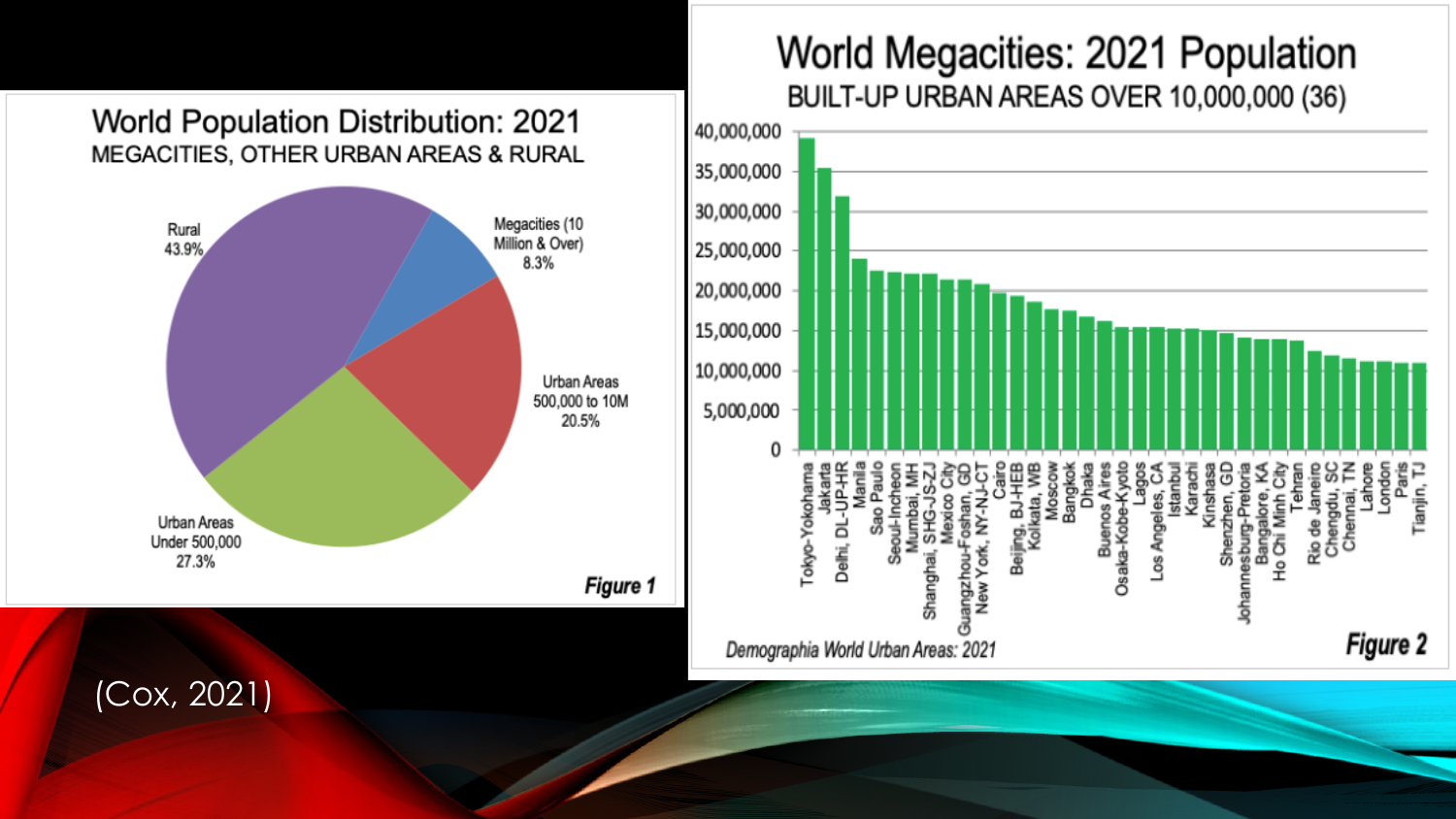## World Population Distribution: 2021

MEGACITIES, OTHER URBAN AREAS & RURAL

- Rural 43.9%
- Megacities (10 Million & Over) 8.3%
- Urban Areas 500,000 to 10M 20.5%
- Urban Areas Under 500,000 27.3%

*Figure 1*

## World Megacities: 2021 Population

BUILT-UP URBAN AREAS OVER 10,000,000 (36)

Tokyo-Yokohama, Jakarta, Delhi, DL-UP-HR, Manila, Sao Paulo, Seoul-Incheon, Mumbai, MH, Shanghai, SHG-JS-ZJ, Mexico City, Guangzhou-Foshan, GD, New York, NY-NJ-CT, Cairo, Beijing, BJ-HEB, Kolkata, WB, Moscow, Bangkok, Dhaka, Buenos Aires, Osaka-Kobe-Kyoto, Lagos, Los Angeles, CA, Istanbul, Karachi, Kinshasa, Shenzhen, GD, Johannesburg-Pretoria, Bangalore, KA, Ho Chi Minh City, Tehran, Rio de Janeiro, Chengdu, SC, Chennai, TN, Lahore, London, Paris, Tianjin, TJ

*Demographia World Urban Areas: 2021*

*Figure 2*

(Cox, 2021)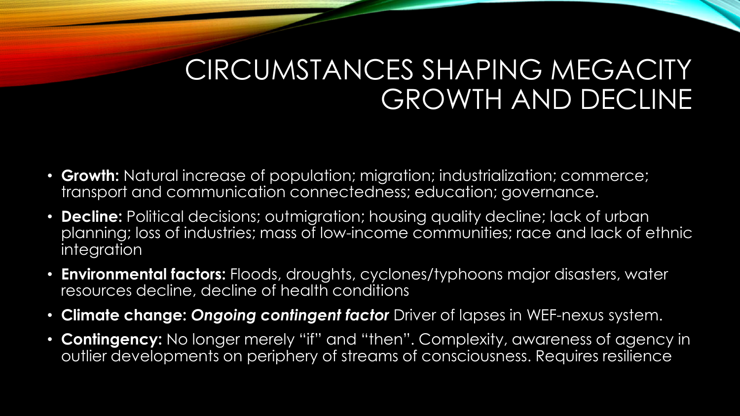# CIRCUMSTANCES SHAPING MEGACITY GROWTH AND DECLINE

- **Growth:** Natural increase of population; migration; industrialization; commerce; transport and communication connectedness; education; governance.
- **Decline:** Political decisions; outmigration; housing quality decline; lack of urban planning; loss of industries; mass of low-income communities; race and lack of ethnic integration
- **Environmental factors:** Floods, droughts, cyclones/typhoons major disasters, water resources decline, decline of health conditions
- **Climate change:** ***Ongoing contingent factor*** Driver of lapses in WEF-nexus system.
- **Contingency:** No longer merely "if" and "then". Complexity, awareness of agency in outlier developments on periphery of streams of consciousness. Requires resilience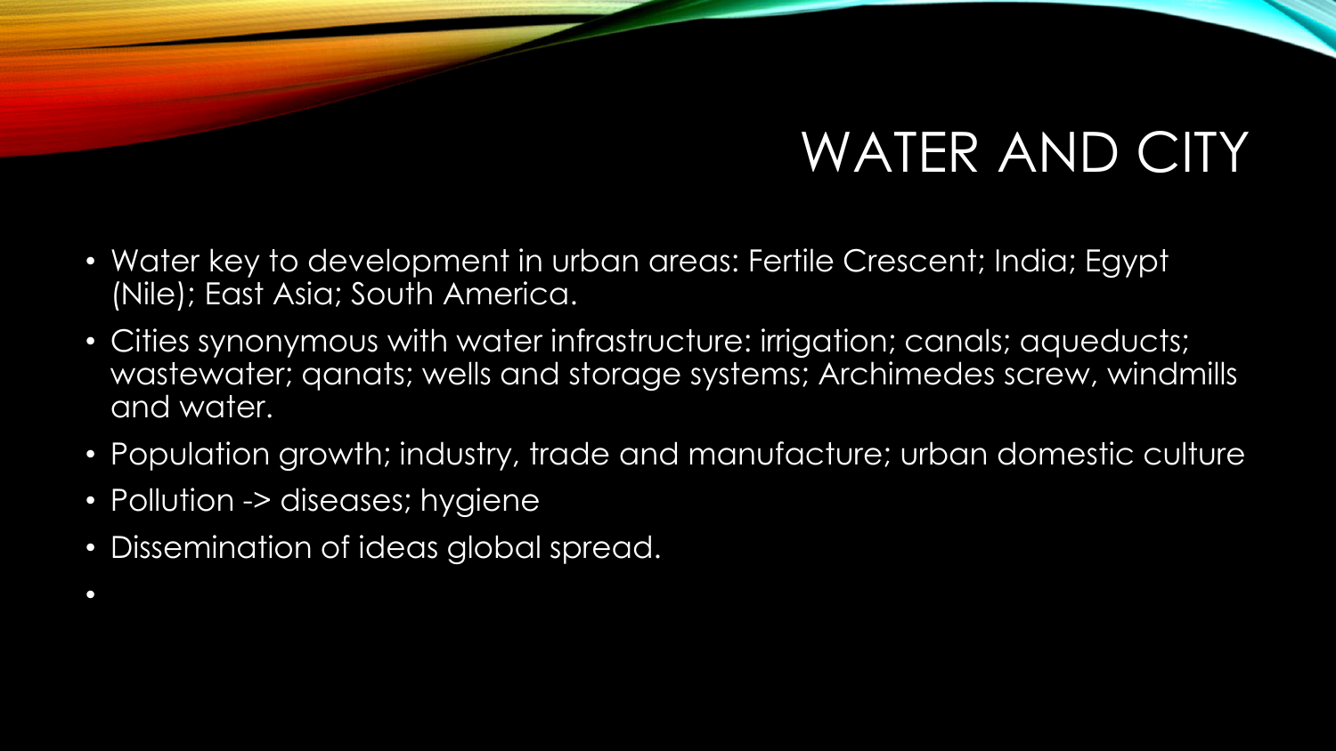# WATER AND CITY

- Water key to development in urban areas: Fertile Crescent; India; Egypt (Nile); East Asia; South America.
- Cities synonymous with water infrastructure: irrigation; canals; aqueducts; wastewater; qanats; wells and storage systems; Archimedes screw, windmills and water.
- Population growth; industry, trade and manufacture; urban domestic culture
- Pollution -> diseases; hygiene
- Dissemination of ideas global spread.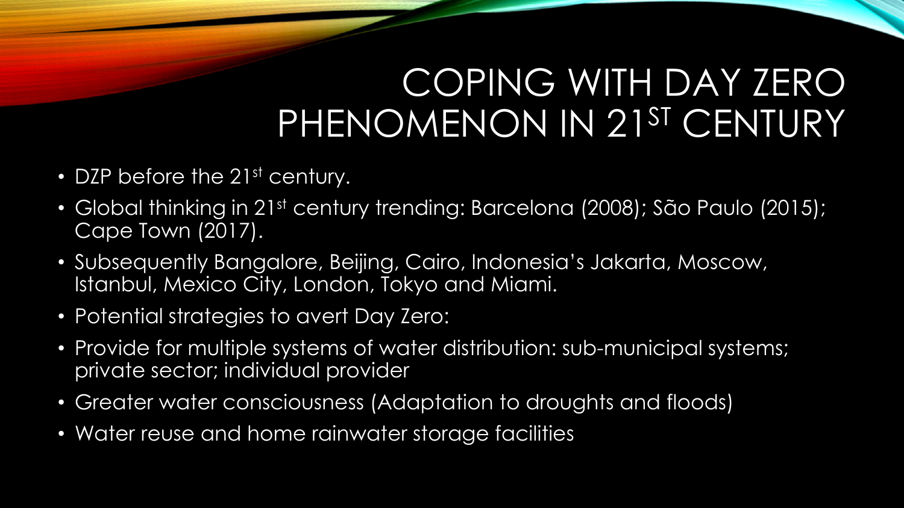# COPING WITH DAY ZERO PHENOMENON IN 21$^{ST}$ CENTURY

- DZP before the 21$^{st}$ century.
- Global thinking in 21$^{st}$ century trending: Barcelona (2008); São Paulo (2015); Cape Town (2017).
- Subsequently Bangalore, Beijing, Cairo, Indonesia's Jakarta, Moscow, Istanbul, Mexico City, London, Tokyo and Miami.
- Potential strategies to avert Day Zero:
- Provide for multiple systems of water distribution: sub-municipal systems; private sector; individual provider
- Greater water consciousness (Adaptation to droughts and floods)
- Water reuse and home rainwater storage facilities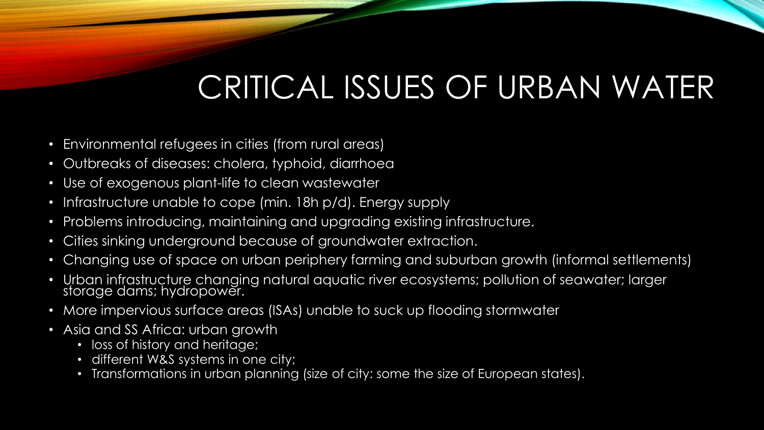# CRITICAL ISSUES OF URBAN WATER

- Environmental refugees in cities (from rural areas)
- Outbreaks of diseases: cholera, typhoid, diarrhoea
- Use of exogenous plant-life to clean wastewater
- Infrastructure unable to cope (min. 18h p/d). Energy supply
- Problems introducing, maintaining and upgrading existing infrastructure.
- Cities sinking underground because of groundwater extraction.
- Changing use of space on urban periphery farming and suburban growth (informal settlements)
- Urban infrastructure changing natural aquatic river ecosystems; pollution of seawater; larger storage dams; hydropower.
- More impervious surface areas (ISAs) unable to suck up flooding stormwater
- Asia and SS Africa: urban growth
  - loss of history and heritage;
  - different W&S systems in one city;
  - Transformations in urban planning (size of city: some the size of European states).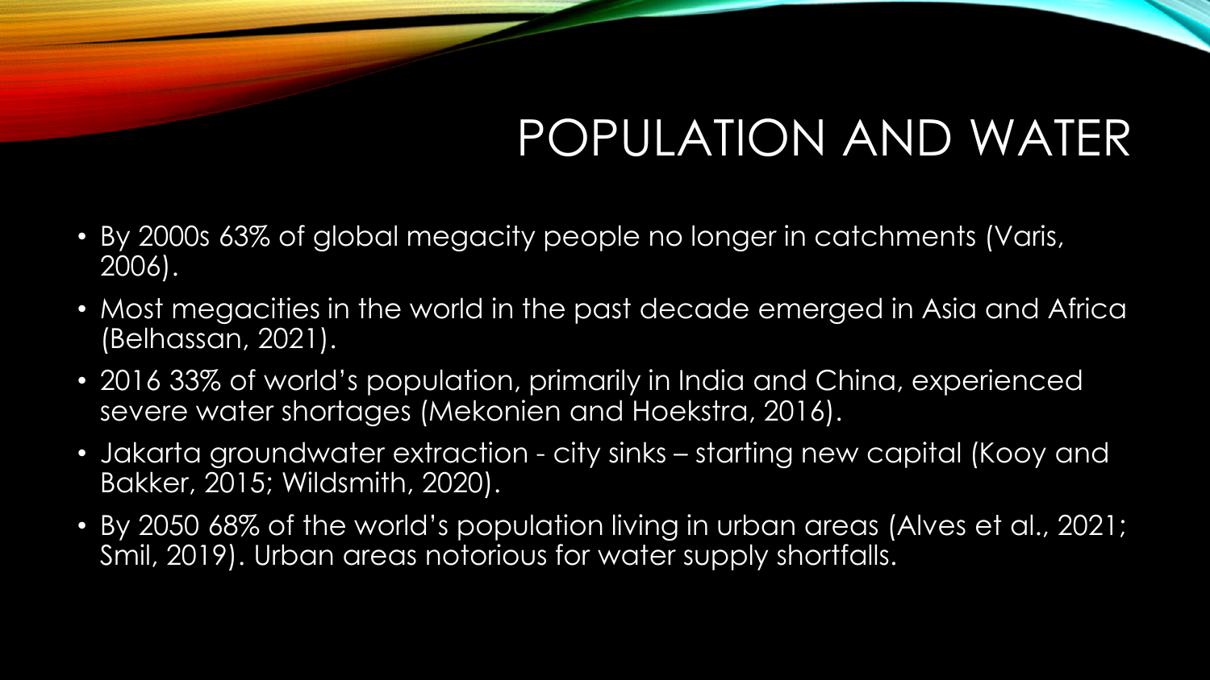# POPULATION AND WATER

- By 2000s 63% of global megacity people no longer in catchments (Varis, 2006).
- Most megacities in the world in the past decade emerged in Asia and Africa (Belhassan, 2021).
- 2016 33% of world's population, primarily in India and China, experienced severe water shortages (Mekonien and Hoekstra, 2016).
- Jakarta groundwater extraction - city sinks – starting new capital (Kooy and Bakker, 2015; Wildsmith, 2020).
- By 2050 68% of the world's population living in urban areas (Alves et al., 2021; Smil, 2019). Urban areas notorious for water supply shortfalls.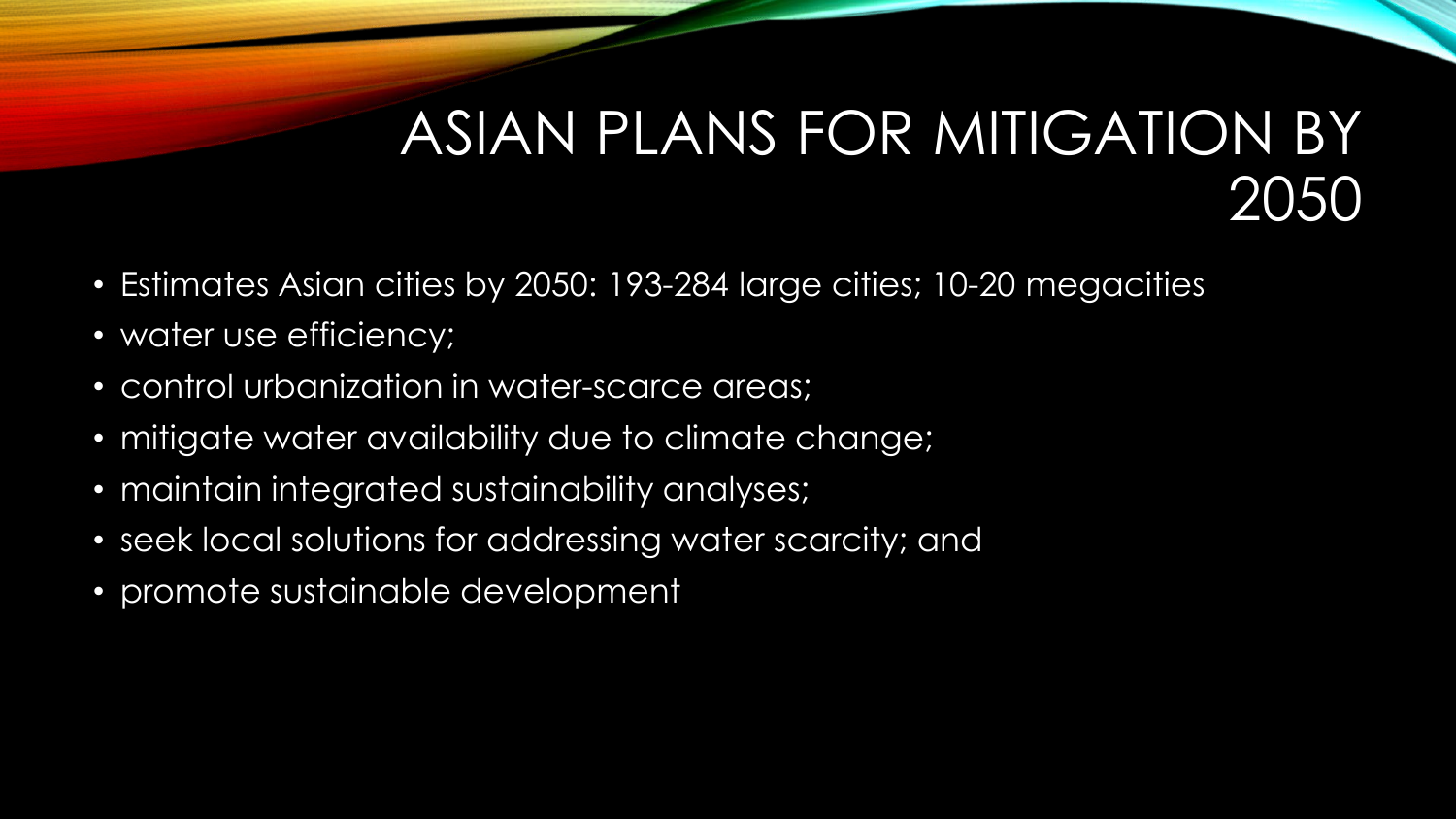# ASIAN PLANS FOR MITIGATION BY 2050

- Estimates Asian cities by 2050: 193-284 large cities; 10-20 megacities
- water use efficiency;
- control urbanization in water-scarce areas;
- mitigate water availability due to climate change;
- maintain integrated sustainability analyses;
- seek local solutions for addressing water scarcity; and
- promote sustainable development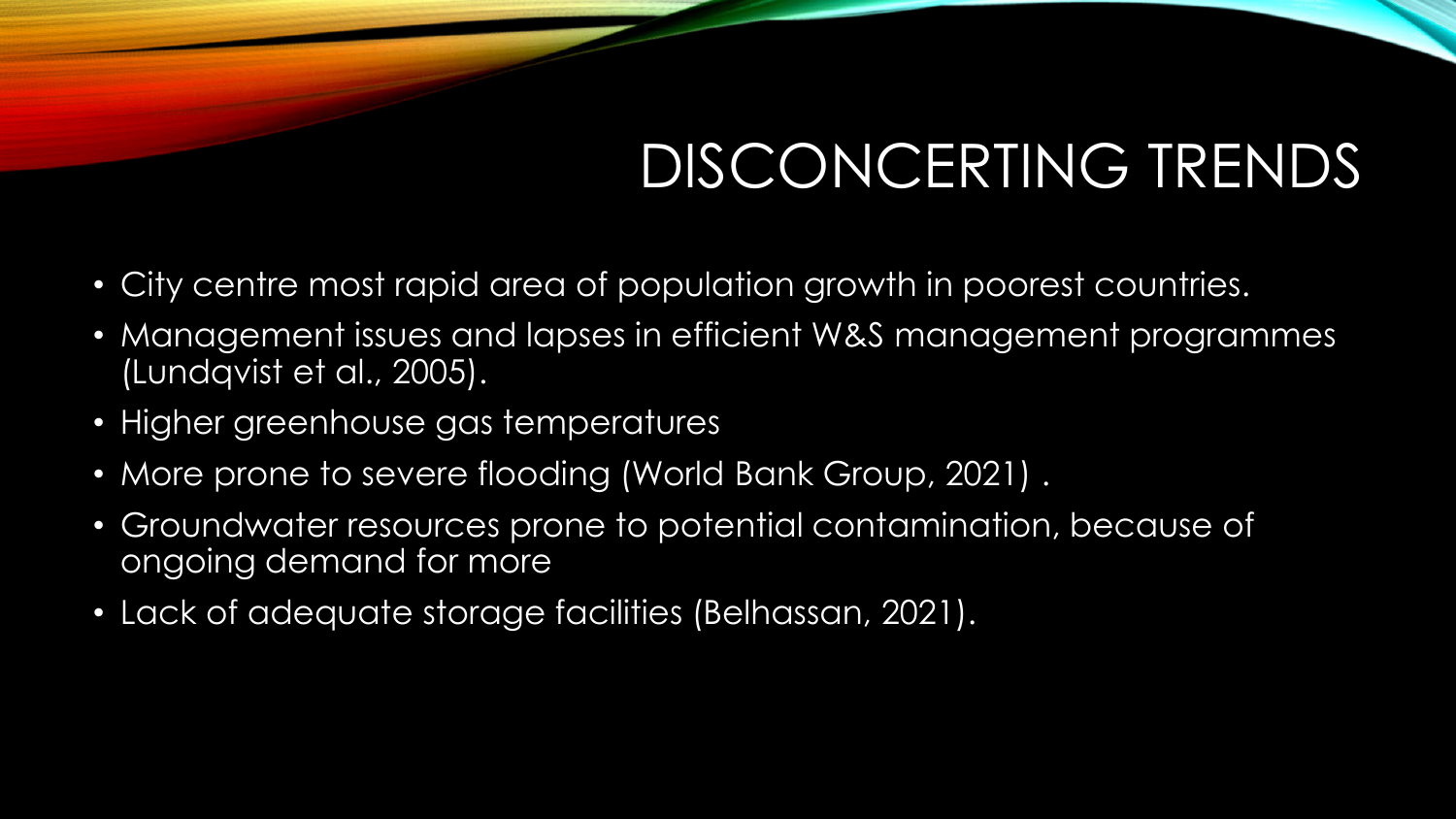# DISCONCERTING TRENDS

- City centre most rapid area of population growth in poorest countries.
- Management issues and lapses in efficient W&S management programmes (Lundqvist et al., 2005).
- Higher greenhouse gas temperatures
- More prone to severe flooding (World Bank Group, 2021) .
- Groundwater resources prone to potential contamination, because of ongoing demand for more
- Lack of adequate storage facilities (Belhassan, 2021).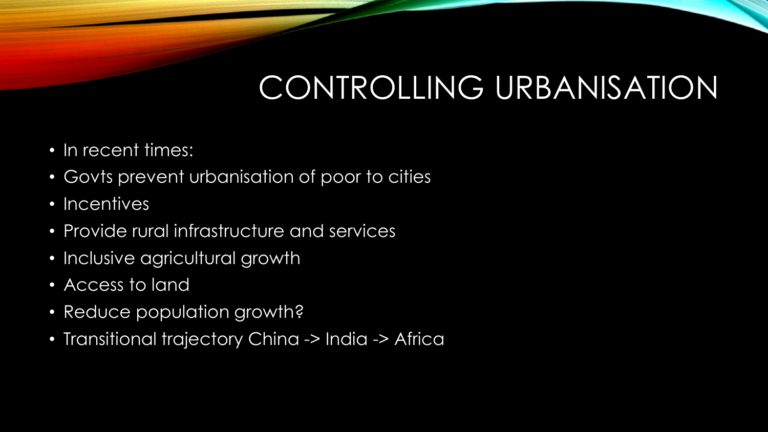# CONTROLLING URBANISATION

- In recent times:
- Govts prevent urbanisation of poor to cities
- Incentives
- Provide rural infrastructure and services
- Inclusive agricultural growth
- Access to land
- Reduce population growth?
- Transitional trajectory China -> India -> Africa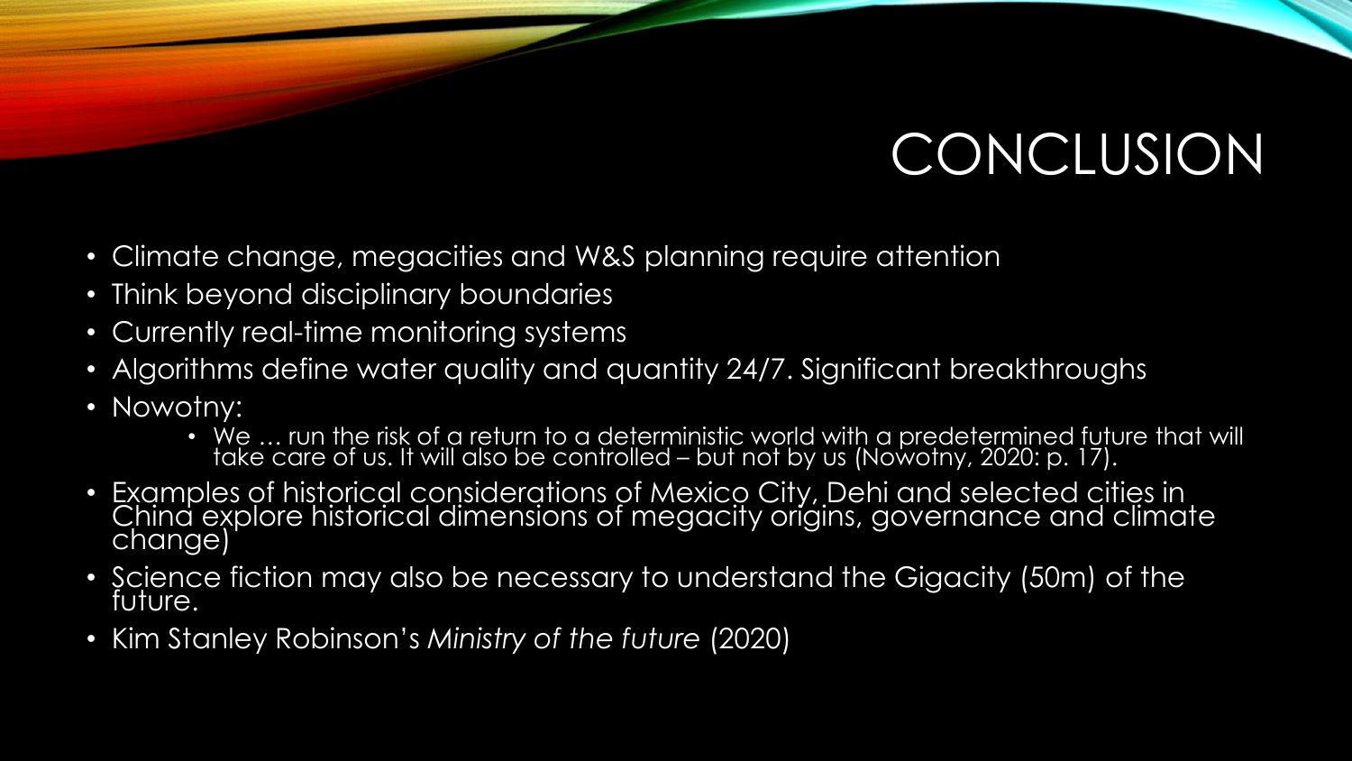# CONCLUSION

- Climate change, megacities and W&S planning require attention
- Think beyond disciplinary boundaries
- Currently real-time monitoring systems
- Algorithms define water quality and quantity 24/7. Significant breakthroughs
- Nowotny:
  - We … run the risk of a return to a deterministic world with a predetermined future that will take care of us. It will also be controlled – but not by us (Nowotny, 2020: p. 17).
- Examples of historical considerations of Mexico City, Dehi and selected cities in China explore historical dimensions of megacity origins, governance and climate change)
- Science fiction may also be necessary to understand the Gigacity (50m) of the future.
- Kim Stanley Robinson's *Ministry of the future* (2020)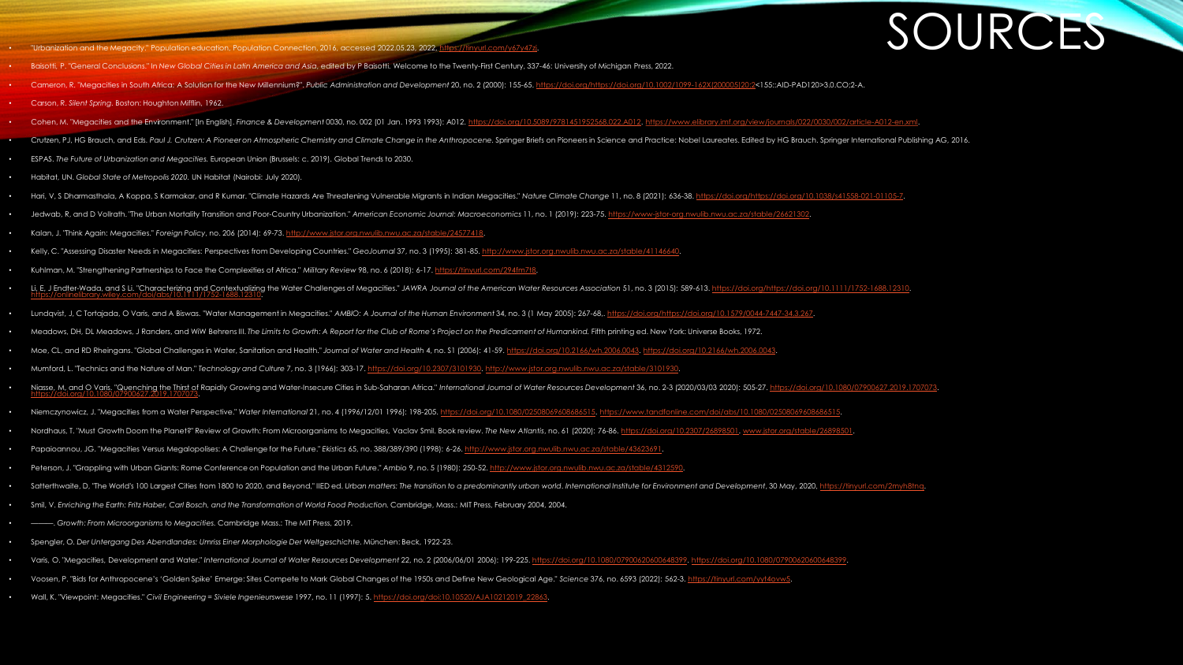# SOURCES

- "Urbanization and the Megacity." Population education, Population Connection, 2016, accessed 2022.05.23, 2022, https://tinyurl.com/y67y47zj.
- Baisotti, P. "General Conclusions." In *New Global Cities in Latin America and Asia*, edited by P Baisotti. Welcome to the Twenty-First Century, 337-46: University of Michigan Press, 2022.
- Cameron, R. "Megacities in South Africa: A Solution for the New Millennium?". *Public Administration and Development* 20, no. 2 (2000): 155-65. https://doi.org/https://doi.org/10.1002/1099-162X(200005)20:2<155::AID-PAD120>3.0.CO;2-A.
- Carson, R. *Silent Spring*. Boston: Houghton Mifflin, 1962.
- Cohen, M. "Megacities and the Environment." [In English]. *Finance & Development* 0030, no. 002 (01 Jan. 1993 1993): A012. https://doi.org/10.5089/9781451952568.022.A012. https://www.elibrary.imf.org/view/journals/022/0030/002/article-A012-en.xml.
- Crutzen, PJ, HG Brauch, and Eds. *Paul J. Crutzen: A Pioneer on Atmospheric Chemistry and Climate Change in the Anthropocene*. Springer Briefs on Pioneers in Science and Practice: Nobel Laureates. Edited by HG Brauch. Springer International Publishing AG, 2016.
- ESPAS. *The Future of Urbanization and Megacities*. European Union (Brussels: c. 2019). Global Trends to 2030.
- Habitat, UN. *Global State of Metropolis 2020*. UN Habitat (Nairobi: July 2020).
- Hari, V, S Dharmasthala, A Koppa, S Karmakar, and R Kumar. "Climate Hazards Are Threatening Vulnerable Migrants in Indian Megacities." *Nature Climate Change* 11, no. 8 (2021): 636-38. https://doi.org/https://doi.org/10.1038/s41558-021-01105-7.
- Jedwab, R, and D Vollrath. "The Urban Mortality Transition and Poor-Country Urbanization." *American Economic Journal: Macroeconomics* 11, no. 1 (2019): 223-75. https://www-jstor-org.nwulib.nwu.ac.za/stable/26621302.
- Kalan, J. "Think Again: Megacities." *Foreign Policy*, no. 206 (2014): 69-73. http://www.jstor.org.nwulib.nwu.ac.za/stable/24577418.
- Kelly, C. "Assessing Disaster Needs in Megacities: Perspectives from Developing Countries." *GeoJournal* 37, no. 3 (1995): 381-85. http://www.jstor.org.nwulib.nwu.ac.za/stable/41146640.
- Kuhlman, M. "Strengthening Partnerships to Face the Complexities of Africa." *Military Review* 98, no. 6 (2018): 6-17. https://tinyurl.com/294fm7t8.
- Li, E, J Endter-Wada, and S Li. "Characterizing and Contextualizing the Water Challenges of Megacities." *JAWRA Journal of the American Water Resources Association* 51, no. 3 (2015): 589-613. https://doi.org/https://doi.org/10.1111/1752-1688.12310. https://onlinelibrary.wiley.com/doi/abs/10.1111/1752-1688.12310.
- Lundqvist, J, C Tortajada, O Varis, and A Biswas. "Water Management in Megacities." *AMBIO: A Journal of the Human Environment* 34, no. 3 (1 May 2005): 267-68,. https://doi.org/https://doi.org/10.1579/0044-7447-34.3.267.
- Meadows, DH, DL Meadows, J Randers, and WW Behrens III. *The Limits to Growth: A Report for the Club of Rome's Project on the Predicament of Humankind*. Fifth printing ed. New York: Universe Books, 1972.
- Moe, CL, and RD Rheingans. "Global Challenges in Water, Sanitation and Health." *Journal of Water and Health* 4, no. S1 (2006): 41-59. https://doi.org/10.2166/wh.2006.0043. https://doi.org/10.2166/wh.2006.0043.
- Mumford, L. "Technics and the Nature of Man." *Technology and Culture* 7, no. 3 (1966): 303-17. https://doi.org/10.2307/3101930. http://www.jstor.org.nwulib.nwu.ac.za/stable/3101930.
- Niasse, M, and O Varis. "Quenching the Thirst of Rapidly Growing and Water-Insecure Cities in Sub-Saharan Africa." *International Journal of Water Resources Development* 36, no. 2-3 (2020/03/03 2020): 505-27. https://doi.org/10.1080/07900627.2019.1707073. https://doi.org/10.1080/07900627.2019.1707073.
- Niemczynowicz, J. "Megacities from a Water Perspective." *Water International* 21, no. 4 (1996/12/01 1996): 198-205. https://doi.org/10.1080/02508069608686515. https://www.tandfonline.com/doi/abs/10.1080/02508069608686515.
- Nordhaus, T. "Must Growth Doom the Planet?" Review of Growth: From Microorganisms to Megacities, Vaclav Smil. Book review. *The New Atlantis*, no. 61 (2020): 76-86. https://doi.org/10.2307/26898501. www.jstor.org/stable/26898501.
- Papaioannou, JG. "Megacities Versus Megalopolises: A Challenge for the Future." *Ekistics* 65, no. 388/389/390 (1998): 6-26. http://www.jstor.org.nwulib.nwu.ac.za/stable/43623691.
- Peterson, J. "Grappling with Urban Giants: Rome Conference on Population and the Urban Future." *Ambio* 9, no. 5 (1980): 250-52. http://www.jstor.org.nwulib.nwu.ac.za/stable/4312590.
- Satterthwaite, D, "The World's 100 Largest Cities from 1800 to 2020, and Beyond," IIED ed. *Urban matters: The transition to a predominantly urban world*. *International Institute for Environment and Development*, 30 May, 2020, https://tinyurl.com/2myh8tnq.
- Smil, V. *Enriching the Earth: Fritz Haber, Carl Bosch, and the Transformation of World Food Production*. Cambridge, Mass.: MIT Press, February 2004, 2004.
- ———. *Growth: From Microorganisms to Megacities*. Cambridge Mass.: The MIT Press, 2019.
- Spengler, O. *Der Untergang Des Abendlandes: Umriss Einer Morphologie Der Weltgeschichte*. München: Beck, 1922-23.
- Varis, O. "Megacities, Development and Water." *International Journal of Water Resources Development* 22, no. 2 (2006/06/01 2006): 199-225. https://doi.org/10.1080/07900620600648399. https://doi.org/10.1080/07900620600648399.
- Voosen, P. "Bids for Anthropocene's 'Golden Spike' Emerge: Sites Compete to Mark Global Changes of the 1950s and Define New Geological Age." *Science* 376, no. 6593 (2022): 562-3. https://tinyurl.com/yyt4avw5.
- Wall, K. "Viewpoint: Megacities." *Civil Engineering = Siviele Ingenieurswese* 1997, no. 11 (1997): 5. https://doi.org/doi:10.10520/AJA10212019_22863.